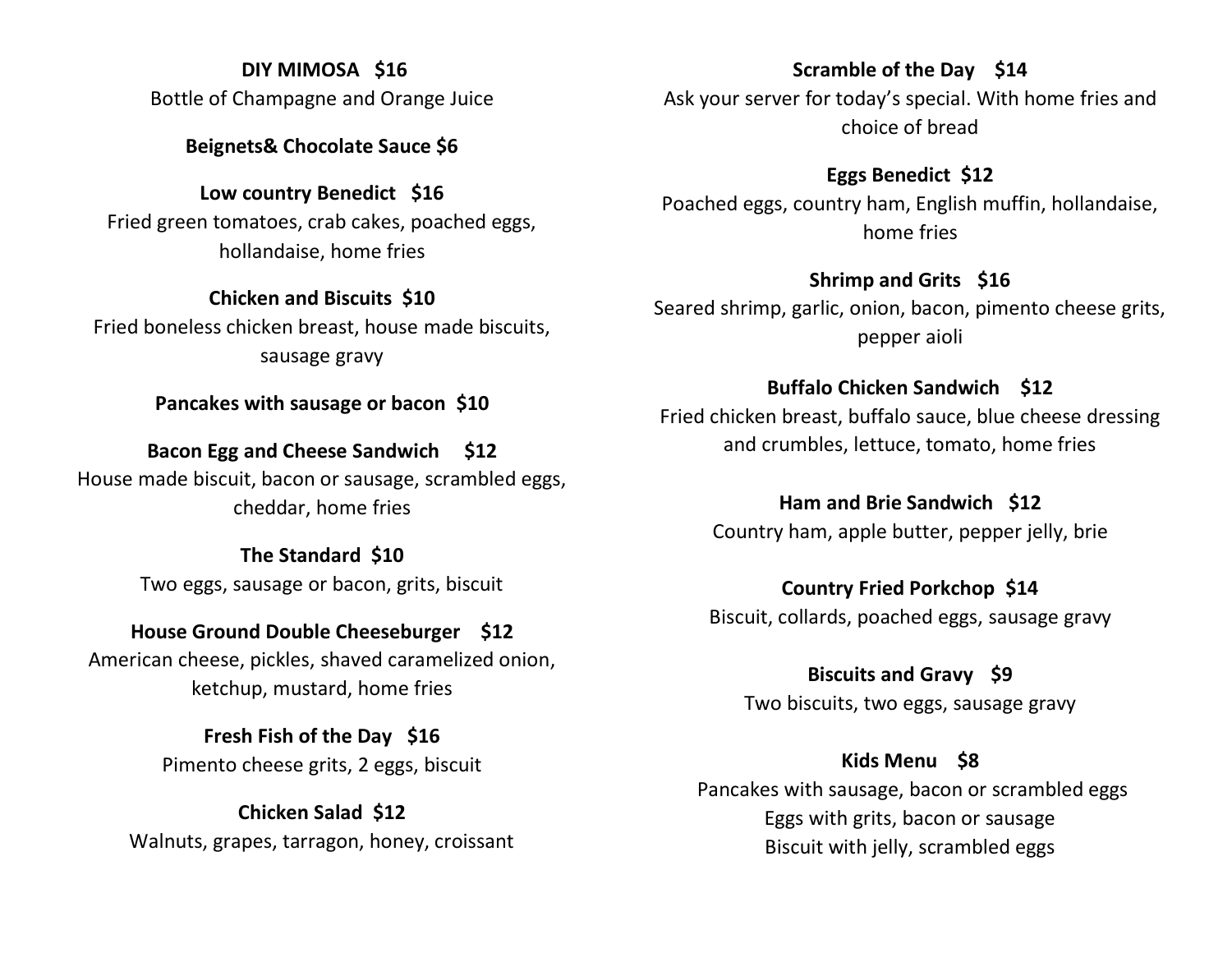**DIY MIMOSA $16**
Bottle of Champagne and Orange Juice

**Beignets& Chocolate Sauce $6**

**Low country Benedict $16**
Fried green tomatoes, crab cakes, poached eggs, hollandaise, home fries

**Chicken and Biscuits $10**
Fried boneless chicken breast, house made biscuits, sausage gravy

**Pancakes with sausage or bacon $10**

**Bacon Egg and Cheese Sandwich $12**
House made biscuit, bacon or sausage, scrambled eggs, cheddar, home fries

**The Standard $10**
Two eggs, sausage or bacon, grits, biscuit

**House Ground Double Cheeseburger $12**
American cheese, pickles, shaved caramelized onion, ketchup, mustard, home fries

**Fresh Fish of the Day $16**
Pimento cheese grits, 2 eggs, biscuit

**Chicken Salad $12**
Walnuts, grapes, tarragon, honey, croissant

**Scramble of the Day $14**
Ask your server for today's special. With home fries and choice of bread

**Eggs Benedict $12**
Poached eggs, country ham, English muffin, hollandaise, home fries

**Shrimp and Grits $16**
Seared shrimp, garlic, onion, bacon, pimento cheese grits, pepper aioli

**Buffalo Chicken Sandwich $12**
Fried chicken breast, buffalo sauce, blue cheese dressing and crumbles, lettuce, tomato, home fries

**Ham and Brie Sandwich $12**
Country ham, apple butter, pepper jelly, brie

**Country Fried Porkchop $14**
Biscuit, collards, poached eggs, sausage gravy

**Biscuits and Gravy $9**
Two biscuits, two eggs, sausage gravy

**Kids Menu $8**
Pancakes with sausage, bacon or scrambled eggs
Eggs with grits, bacon or sausage
Biscuit with jelly, scrambled eggs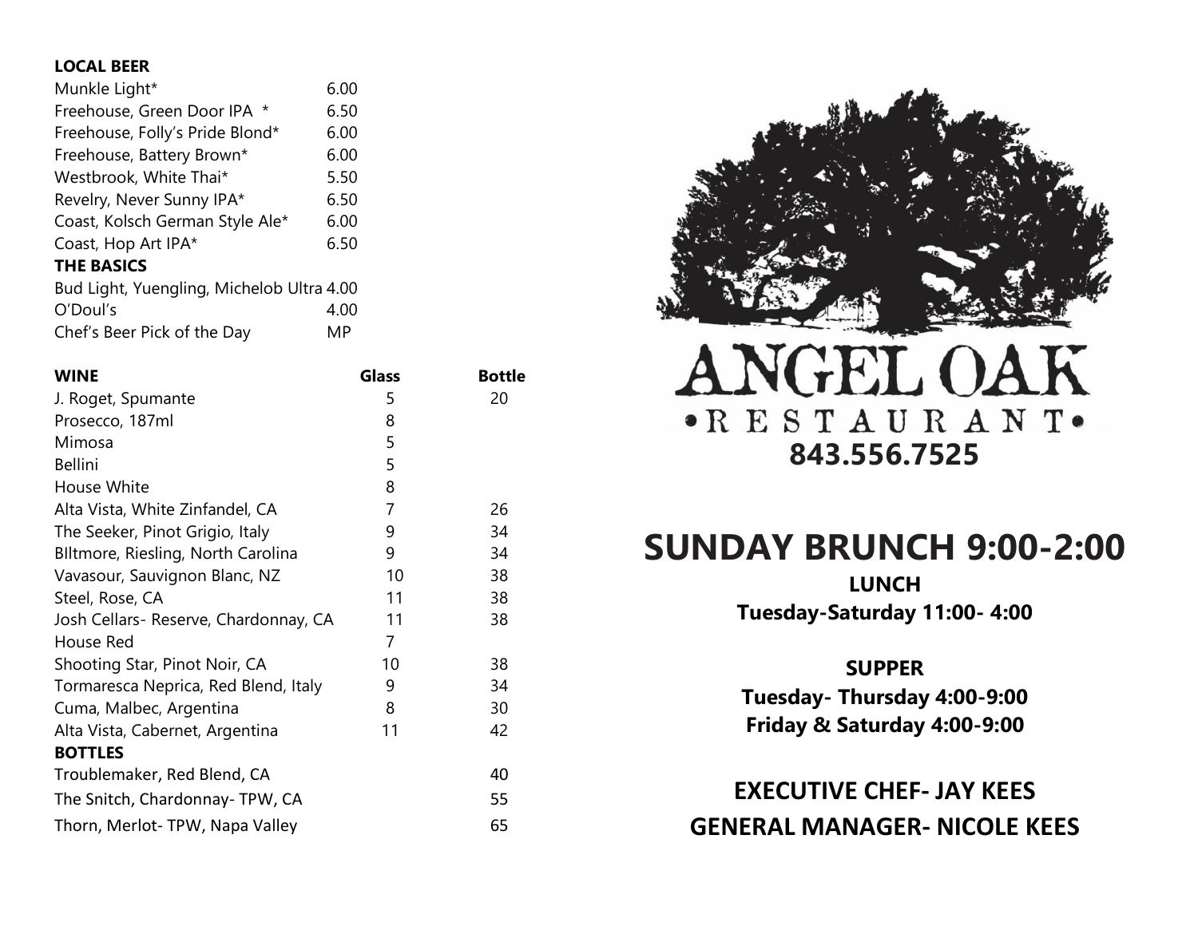**LOCAL BEER**

| | |
|---|---|
| Munkle Light* | 6.00 |
| Freehouse, Green Door IPA * | 6.50 |
| Freehouse, Folly's Pride Blond* | 6.00 |
| Freehouse, Battery Brown* | 6.00 |
| Westbrook, White Thai* | 5.50 |
| Revelry, Never Sunny IPA* | 6.50 |
| Coast, Kolsch German Style Ale* | 6.00 |
| Coast, Hop Art IPA* | 6.50 |

**THE BASICS**

| | |
|---|---|
| Bud Light, Yuengling, Michelob Ultra | 4.00 |
| O'Doul's | 4.00 |
| Chef's Beer Pick of the Day | MP |

| WINE | Glass | Bottle |
|---|---|---|
| J. Roget, Spumante | 5 | 20 |
| Prosecco, 187ml | 8 | |
| Mimosa | 5 | |
| Bellini | 5 | |
| House White | 8 | |
| Alta Vista, White Zinfandel, CA | 7 | 26 |
| The Seeker, Pinot Grigio, Italy | 9 | 34 |
| BIltmore, Riesling, North Carolina | 9 | 34 |
| Vavasour, Sauvignon Blanc, NZ | 10 | 38 |
| Steel, Rose, CA | 11 | 38 |
| Josh Cellars- Reserve, Chardonnay, CA | 11 | 38 |
| House Red | 7 | |
| Shooting Star, Pinot Noir, CA | 10 | 38 |
| Tormaresca Neprica, Red Blend, Italy | 9 | 34 |
| Cuma, Malbec, Argentina | 8 | 30 |
| Alta Vista, Cabernet, Argentina | 11 | 42 |
| **BOTTLES** | | |
| Troublemaker, Red Blend, CA | | 40 |
| The Snitch, Chardonnay- TPW, CA | | 55 |
| Thorn, Merlot- TPW, Napa Valley | | 65 |

ANGEL OAK
•RESTAURANT•

**843.556.7525**

# SUNDAY BRUNCH 9:00-2:00

**LUNCH**
**Tuesday-Saturday 11:00- 4:00**

**SUPPER**
**Tuesday- Thursday 4:00-9:00**
**Friday & Saturday 4:00-9:00**

## EXECUTIVE CHEF- JAY KEES
## GENERAL MANAGER- NICOLE KEES